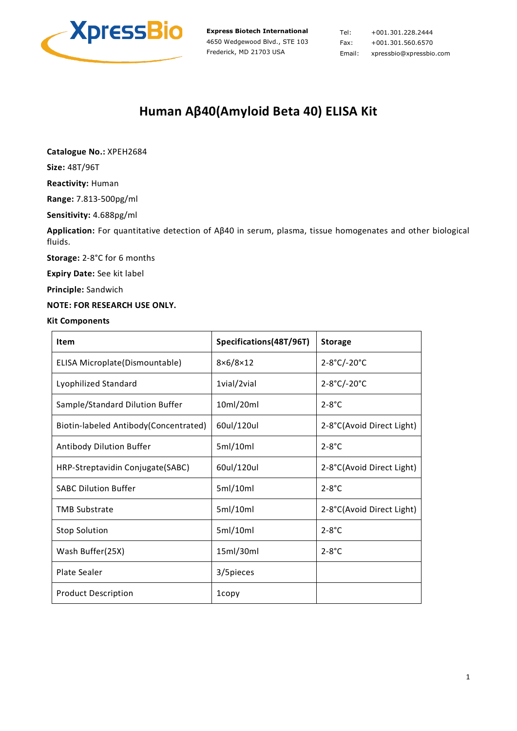XpressBio

**Express Biotech International**
4650 Wedgewood Blvd., STE 103
Frederick, MD 21703 USA

Tel: +001.301.228.2444
Fax: +001.301.560.6570
Email: xpressbio@xpressbio.com

# Human Aβ40(Amyloid Beta 40) ELISA Kit

**Catalogue No.:** XPEH2684

**Size:** 48T/96T

**Reactivity:** Human

**Range:** 7.813-500pg/ml

**Sensitivity:** 4.688pg/ml

**Application:** For quantitative detection of Aβ40 in serum, plasma, tissue homogenates and other biological fluids.

**Storage:** 2-8°C for 6 months

**Expiry Date:** See kit label

**Principle:** Sandwich

**NOTE: FOR RESEARCH USE ONLY.**

**Kit Components**

| Item | Specifications(48T/96T) | Storage |
|---|---|---|
| ELISA Microplate(Dismountable) | 8×6/8×12 | 2-8°C/-20°C |
| Lyophilized Standard | 1vial/2vial | 2-8°C/-20°C |
| Sample/Standard Dilution Buffer | 10ml/20ml | 2-8°C |
| Biotin-labeled Antibody(Concentrated) | 60ul/120ul | 2-8°C(Avoid Direct Light) |
| Antibody Dilution Buffer | 5ml/10ml | 2-8°C |
| HRP-Streptavidin Conjugate(SABC) | 60ul/120ul | 2-8°C(Avoid Direct Light) |
| SABC Dilution Buffer | 5ml/10ml | 2-8°C |
| TMB Substrate | 5ml/10ml | 2-8°C(Avoid Direct Light) |
| Stop Solution | 5ml/10ml | 2-8°C |
| Wash Buffer(25X) | 15ml/30ml | 2-8°C |
| Plate Sealer | 3/5pieces | |
| Product Description | 1copy | |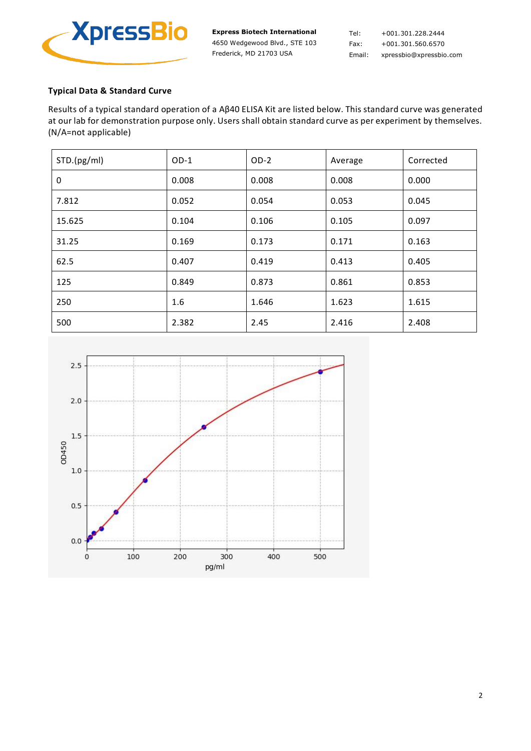### Typical Data & Standard Curve

Results of a typical standard operation of a Aβ40 ELISA Kit are listed below. This standard curve was generated at our lab for demonstration purpose only. Users shall obtain standard curve as per experiment by themselves. (N/A=not applicable)

| STD.(pg/ml) | OD-1 | OD-2 | Average | Corrected |
|---|---|---|---|---|
| 0 | 0.008 | 0.008 | 0.008 | 0.000 |
| 7.812 | 0.052 | 0.054 | 0.053 | 0.045 |
| 15.625 | 0.104 | 0.106 | 0.105 | 0.097 |
| 31.25 | 0.169 | 0.173 | 0.171 | 0.163 |
| 62.5 | 0.407 | 0.419 | 0.413 | 0.405 |
| 125 | 0.849 | 0.873 | 0.861 | 0.853 |
| 250 | 1.6 | 1.646 | 1.623 | 1.615 |
| 500 | 2.382 | 2.45 | 2.416 | 2.408 |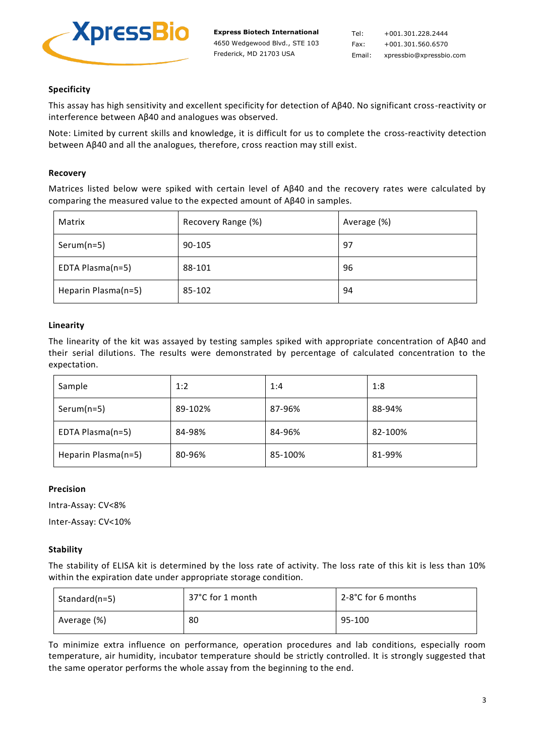### Specificity

This assay has high sensitivity and excellent specificity for detection of Aβ40. No significant cross-reactivity or interference between Aβ40 and analogues was observed.

Note: Limited by current skills and knowledge, it is difficult for us to complete the cross-reactivity detection between Aβ40 and all the analogues, therefore, cross reaction may still exist.

### Recovery

Matrices listed below were spiked with certain level of Aβ40 and the recovery rates were calculated by comparing the measured value to the expected amount of Aβ40 in samples.

| Matrix | Recovery Range (%) | Average (%) |
|---|---|---|
| Serum(n=5) | 90-105 | 97 |
| EDTA Plasma(n=5) | 88-101 | 96 |
| Heparin Plasma(n=5) | 85-102 | 94 |

### Linearity

The linearity of the kit was assayed by testing samples spiked with appropriate concentration of Aβ40 and their serial dilutions. The results were demonstrated by percentage of calculated concentration to the expectation.

| Sample | 1:2 | 1:4 | 1:8 |
|---|---|---|---|
| Serum(n=5) | 89-102% | 87-96% | 88-94% |
| EDTA Plasma(n=5) | 84-98% | 84-96% | 82-100% |
| Heparin Plasma(n=5) | 80-96% | 85-100% | 81-99% |

### Precision

Intra-Assay: CV<8%

Inter-Assay: CV<10%

### Stability

The stability of ELISA kit is determined by the loss rate of activity. The loss rate of this kit is less than 10% within the expiration date under appropriate storage condition.

| Standard(n=5) | 37°C for 1 month | 2-8°C for 6 months |
|---|---|---|
| Average (%) | 80 | 95-100 |

To minimize extra influence on performance, operation procedures and lab conditions, especially room temperature, air humidity, incubator temperature should be strictly controlled. It is strongly suggested that the same operator performs the whole assay from the beginning to the end.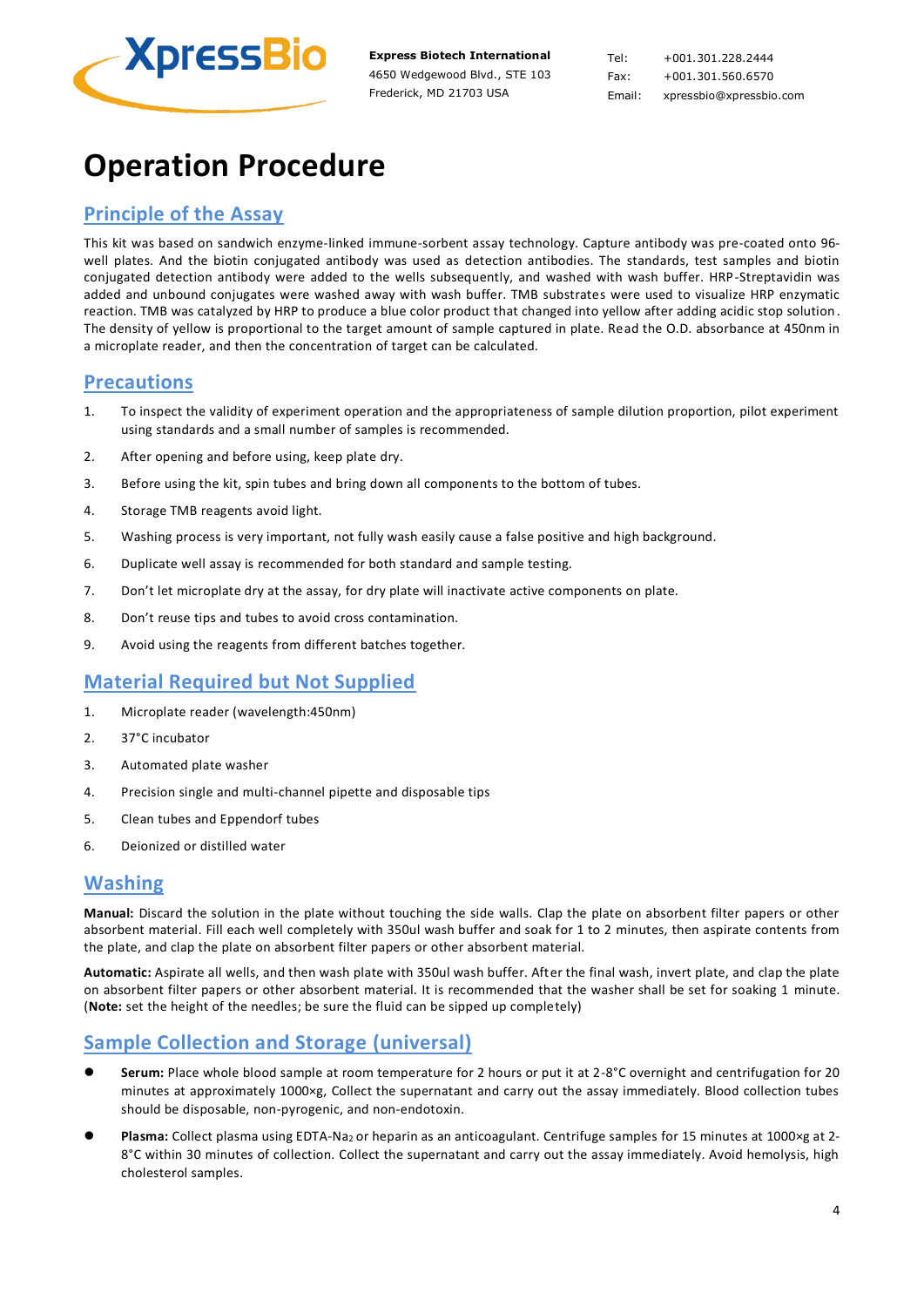Express Biotech International
4650 Wedgewood Blvd., STE 103
Frederick, MD 21703 USA

Tel: +001.301.228.2444
Fax: +001.301.560.6570
Email: xpressbio@xpressbio.com

# Operation Procedure

## Principle of the Assay

This kit was based on sandwich enzyme-linked immune-sorbent assay technology. Capture antibody was pre-coated onto 96-well plates. And the biotin conjugated antibody was used as detection antibodies. The standards, test samples and biotin conjugated detection antibody were added to the wells subsequently, and washed with wash buffer. HRP-Streptavidin was added and unbound conjugates were washed away with wash buffer. TMB substrates were used to visualize HRP enzymatic reaction. TMB was catalyzed by HRP to produce a blue color product that changed into yellow after adding acidic stop solution. The density of yellow is proportional to the target amount of sample captured in plate. Read the O.D. absorbance at 450nm in a microplate reader, and then the concentration of target can be calculated.

## Precautions

1. To inspect the validity of experiment operation and the appropriateness of sample dilution proportion, pilot experiment using standards and a small number of samples is recommended.
2. After opening and before using, keep plate dry.
3. Before using the kit, spin tubes and bring down all components to the bottom of tubes.
4. Storage TMB reagents avoid light.
5. Washing process is very important, not fully wash easily cause a false positive and high background.
6. Duplicate well assay is recommended for both standard and sample testing.
7. Don't let microplate dry at the assay, for dry plate will inactivate active components on plate.
8. Don't reuse tips and tubes to avoid cross contamination.
9. Avoid using the reagents from different batches together.

## Material Required but Not Supplied

1. Microplate reader (wavelength:450nm)
2. 37°C incubator
3. Automated plate washer
4. Precision single and multi-channel pipette and disposable tips
5. Clean tubes and Eppendorf tubes
6. Deionized or distilled water

## Washing

**Manual:** Discard the solution in the plate without touching the side walls. Clap the plate on absorbent filter papers or other absorbent material. Fill each well completely with 350ul wash buffer and soak for 1 to 2 minutes, then aspirate contents from the plate, and clap the plate on absorbent filter papers or other absorbent material.

**Automatic:** Aspirate all wells, and then wash plate with 350ul wash buffer. After the final wash, invert plate, and clap the plate on absorbent filter papers or other absorbent material. It is recommended that the washer shall be set for soaking 1 minute. (**Note:** set the height of the needles; be sure the fluid can be sipped up completely)

## Sample Collection and Storage (universal)

- **Serum:** Place whole blood sample at room temperature for 2 hours or put it at 2-8°C overnight and centrifugation for 20 minutes at approximately 1000×g, Collect the supernatant and carry out the assay immediately. Blood collection tubes should be disposable, non-pyrogenic, and non-endotoxin.
- **Plasma:** Collect plasma using EDTA-$Na_2$ or heparin as an anticoagulant. Centrifuge samples for 15 minutes at 1000×g at 2-8°C within 30 minutes of collection. Collect the supernatant and carry out the assay immediately. Avoid hemolysis, high cholesterol samples.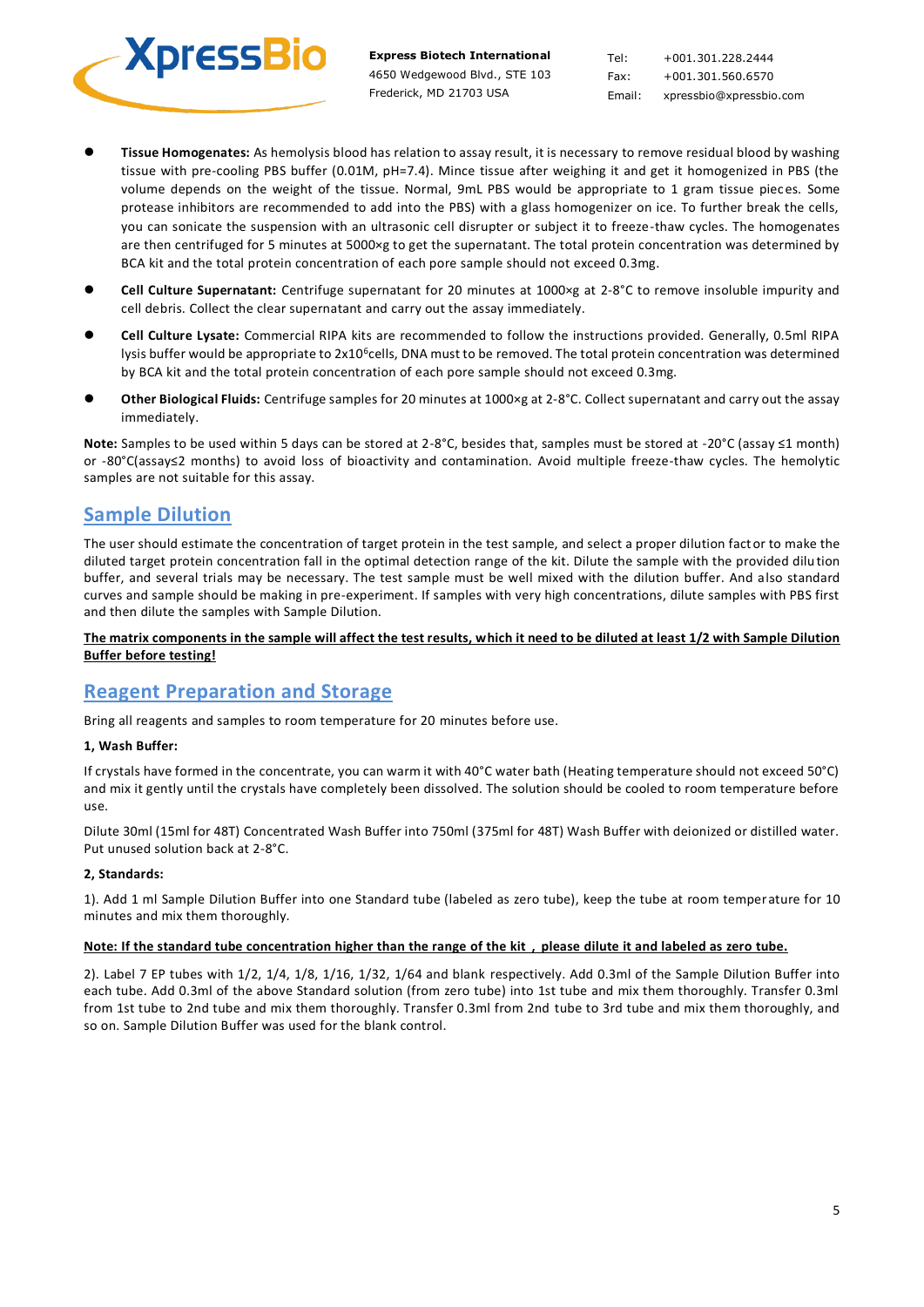- **Tissue Homogenates:** As hemolysis blood has relation to assay result, it is necessary to remove residual blood by washing tissue with pre-cooling PBS buffer (0.01M, pH=7.4). Mince tissue after weighing it and get it homogenized in PBS (the volume depends on the weight of the tissue. Normal, 9mL PBS would be appropriate to 1 gram tissue pieces. Some protease inhibitors are recommended to add into the PBS) with a glass homogenizer on ice. To further break the cells, you can sonicate the suspension with an ultrasonic cell disrupter or subject it to freeze-thaw cycles. The homogenates are then centrifuged for 5 minutes at 5000×g to get the supernatant. The total protein concentration was determined by BCA kit and the total protein concentration of each pore sample should not exceed 0.3mg.
- **Cell Culture Supernatant:** Centrifuge supernatant for 20 minutes at 1000×g at 2-8°C to remove insoluble impurity and cell debris. Collect the clear supernatant and carry out the assay immediately.
- **Cell Culture Lysate:** Commercial RIPA kits are recommended to follow the instructions provided. Generally, 0.5ml RIPA lysis buffer would be appropriate to $2x10^6$cells, DNA must to be removed. The total protein concentration was determined by BCA kit and the total protein concentration of each pore sample should not exceed 0.3mg.
- **Other Biological Fluids:** Centrifuge samples for 20 minutes at 1000×g at 2-8°C. Collect supernatant and carry out the assay immediately.

**Note:** Samples to be used within 5 days can be stored at 2-8°C, besides that, samples must be stored at -20°C (assay ≤1 month) or -80°C(assay≤2 months) to avoid loss of bioactivity and contamination. Avoid multiple freeze-thaw cycles. The hemolytic samples are not suitable for this assay.

## Sample Dilution

The user should estimate the concentration of target protein in the test sample, and select a proper dilution factor to make the diluted target protein concentration fall in the optimal detection range of the kit. Dilute the sample with the provided dilution buffer, and several trials may be necessary. The test sample must be well mixed with the dilution buffer. And also standard curves and sample should be making in pre-experiment. If samples with very high concentrations, dilute samples with PBS first and then dilute the samples with Sample Dilution.

**The matrix components in the sample will affect the test results, which it need to be diluted at least 1/2 with Sample Dilution Buffer before testing!**

## Reagent Preparation and Storage

Bring all reagents and samples to room temperature for 20 minutes before use.

**1, Wash Buffer:**

If crystals have formed in the concentrate, you can warm it with 40°C water bath (Heating temperature should not exceed 50°C) and mix it gently until the crystals have completely been dissolved. The solution should be cooled to room temperature before use.

Dilute 30ml (15ml for 48T) Concentrated Wash Buffer into 750ml (375ml for 48T) Wash Buffer with deionized or distilled water. Put unused solution back at 2-8°C.

**2, Standards:**

1). Add 1 ml Sample Dilution Buffer into one Standard tube (labeled as zero tube), keep the tube at room temperature for 10 minutes and mix them thoroughly.

**Note: If the standard tube concentration higher than the range of the kit ，please dilute it and labeled as zero tube.**

2). Label 7 EP tubes with 1/2, 1/4, 1/8, 1/16, 1/32, 1/64 and blank respectively. Add 0.3ml of the Sample Dilution Buffer into each tube. Add 0.3ml of the above Standard solution (from zero tube) into 1st tube and mix them thoroughly. Transfer 0.3ml from 1st tube to 2nd tube and mix them thoroughly. Transfer 0.3ml from 2nd tube to 3rd tube and mix them thoroughly, and so on. Sample Dilution Buffer was used for the blank control.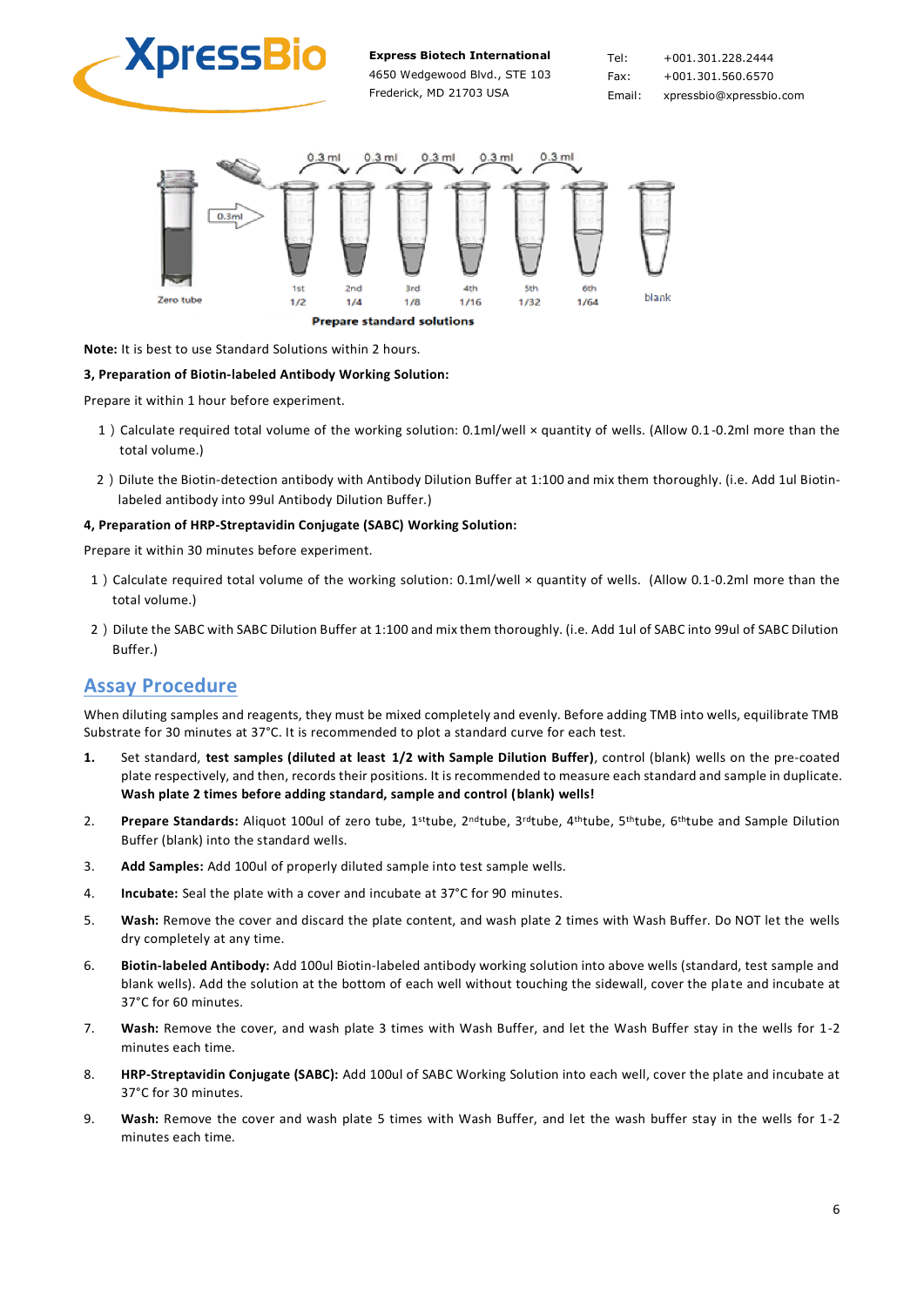Prepare standard solutions

**Note:** It is best to use Standard Solutions within 2 hours.

**3, Preparation of Biotin-labeled Antibody Working Solution:**

Prepare it within 1 hour before experiment.

1 ) Calculate required total volume of the working solution: 0.1ml/well × quantity of wells. (Allow 0.1-0.2ml more than the total volume.)

2 ) Dilute the Biotin-detection antibody with Antibody Dilution Buffer at 1:100 and mix them thoroughly. (i.e. Add 1ul Biotin-labeled antibody into 99ul Antibody Dilution Buffer.)

**4, Preparation of HRP-Streptavidin Conjugate (SABC) Working Solution:**

Prepare it within 30 minutes before experiment.

1 ) Calculate required total volume of the working solution: 0.1ml/well × quantity of wells. (Allow 0.1-0.2ml more than the total volume.)

2 ) Dilute the SABC with SABC Dilution Buffer at 1:100 and mix them thoroughly. (i.e. Add 1ul of SABC into 99ul of SABC Dilution Buffer.)

## Assay Procedure

When diluting samples and reagents, they must be mixed completely and evenly. Before adding TMB into wells, equilibrate TMB Substrate for 30 minutes at 37°C. It is recommended to plot a standard curve for each test.

1. Set standard, **test samples (diluted at least 1/2 with Sample Dilution Buffer)**, control (blank) wells on the pre-coated plate respectively, and then, records their positions. It is recommended to measure each standard and sample in duplicate. **Wash plate 2 times before adding standard, sample and control (blank) wells!**
2. **Prepare Standards:** Aliquot 100ul of zero tube, 1sttube, 2ndtube, 3rdtube, 4thtube, 5thtube, 6thtube and Sample Dilution Buffer (blank) into the standard wells.
3. **Add Samples:** Add 100ul of properly diluted sample into test sample wells.
4. **Incubate:** Seal the plate with a cover and incubate at 37°C for 90 minutes.
5. **Wash:** Remove the cover and discard the plate content, and wash plate 2 times with Wash Buffer. Do NOT let the wells dry completely at any time.
6. **Biotin-labeled Antibody:** Add 100ul Biotin-labeled antibody working solution into above wells (standard, test sample and blank wells). Add the solution at the bottom of each well without touching the sidewall, cover the plate and incubate at 37°C for 60 minutes.
7. **Wash:** Remove the cover, and wash plate 3 times with Wash Buffer, and let the Wash Buffer stay in the wells for 1-2 minutes each time.
8. **HRP-Streptavidin Conjugate (SABC):** Add 100ul of SABC Working Solution into each well, cover the plate and incubate at 37°C for 30 minutes.
9. **Wash:** Remove the cover and wash plate 5 times with Wash Buffer, and let the wash buffer stay in the wells for 1-2 minutes each time.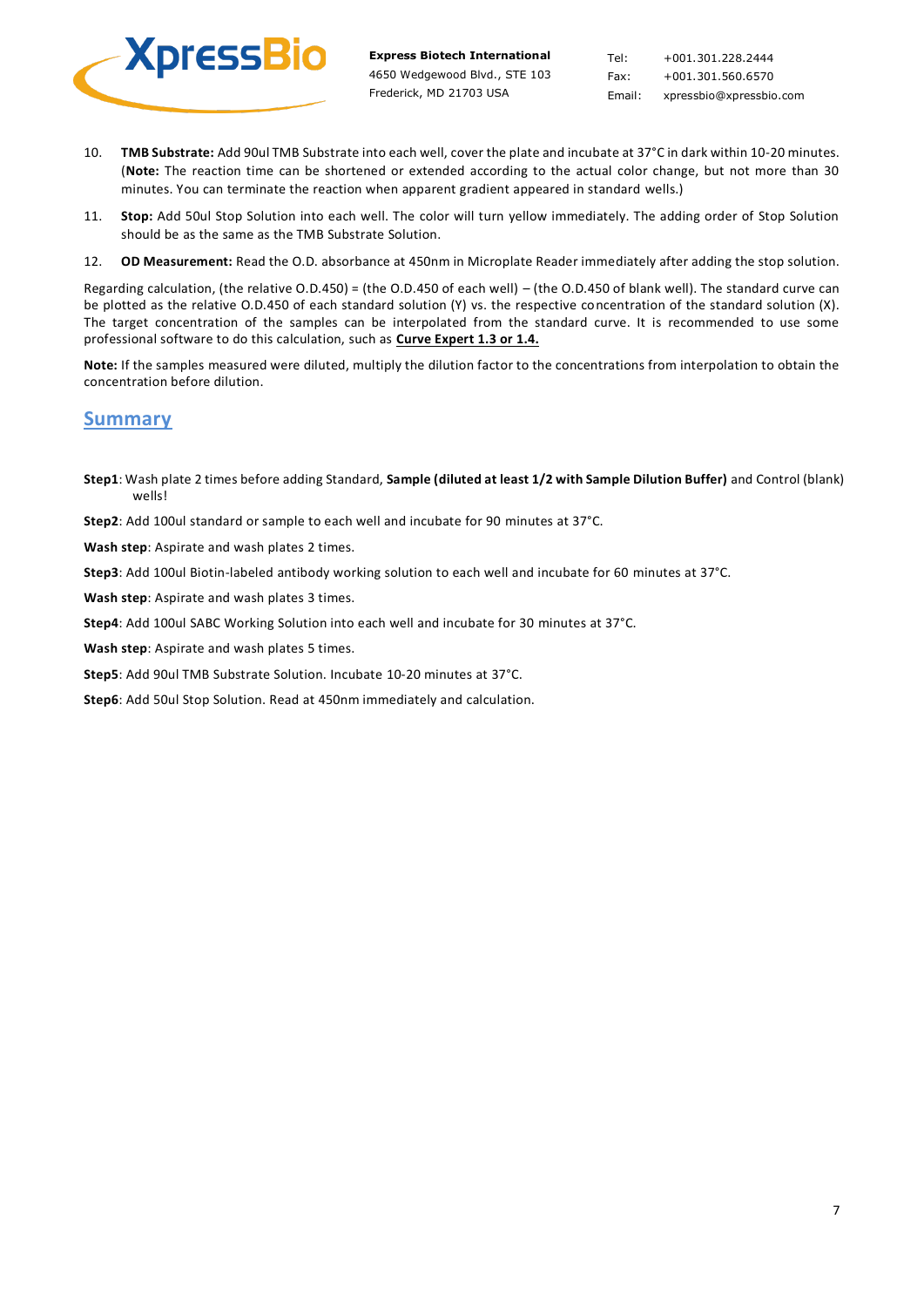10. **TMB Substrate:** Add 90ul TMB Substrate into each well, cover the plate and incubate at 37°C in dark within 10-20 minutes. (**Note:** The reaction time can be shortened or extended according to the actual color change, but not more than 30 minutes. You can terminate the reaction when apparent gradient appeared in standard wells.)

11. **Stop:** Add 50ul Stop Solution into each well. The color will turn yellow immediately. The adding order of Stop Solution should be as the same as the TMB Substrate Solution.

12. **OD Measurement:** Read the O.D. absorbance at 450nm in Microplate Reader immediately after adding the stop solution.

Regarding calculation, (the relative O.D.450) = (the O.D.450 of each well) – (the O.D.450 of blank well). The standard curve can be plotted as the relative O.D.450 of each standard solution (Y) vs. the respective concentration of the standard solution (X). The target concentration of the samples can be interpolated from the standard curve. It is recommended to use some professional software to do this calculation, such as **Curve Expert 1.3 or 1.4.**

**Note:** If the samples measured were diluted, multiply the dilution factor to the concentrations from interpolation to obtain the concentration before dilution.

## Summary

**Step1**: Wash plate 2 times before adding Standard, **Sample (diluted at least 1/2 with Sample Dilution Buffer)** and Control (blank) wells!

**Step2**: Add 100ul standard or sample to each well and incubate for 90 minutes at 37°C.

**Wash step**: Aspirate and wash plates 2 times.

**Step3**: Add 100ul Biotin-labeled antibody working solution to each well and incubate for 60 minutes at 37°C.

**Wash step**: Aspirate and wash plates 3 times.

**Step4**: Add 100ul SABC Working Solution into each well and incubate for 30 minutes at 37°C.

**Wash step**: Aspirate and wash plates 5 times.

**Step5**: Add 90ul TMB Substrate Solution. Incubate 10-20 minutes at 37°C.

**Step6**: Add 50ul Stop Solution. Read at 450nm immediately and calculation.